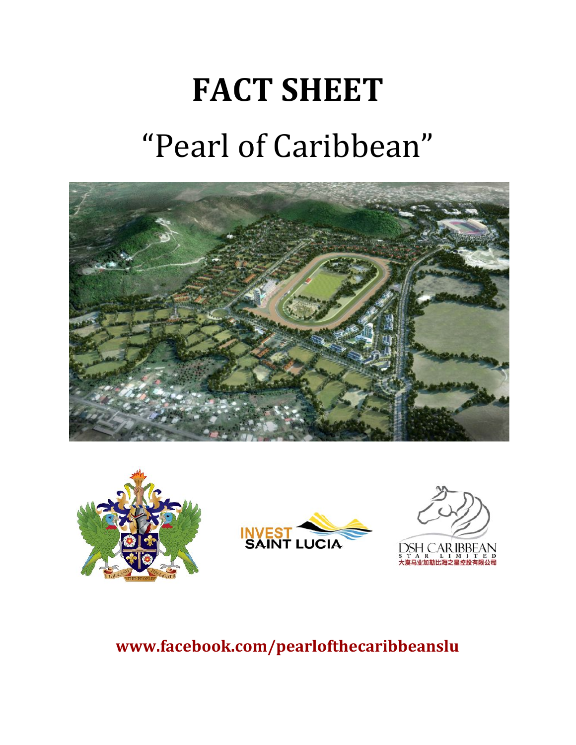# FACT SHEET

## "Pearl of Caribbean"

**www.facebook.com/pearlofthecaribbeanslu**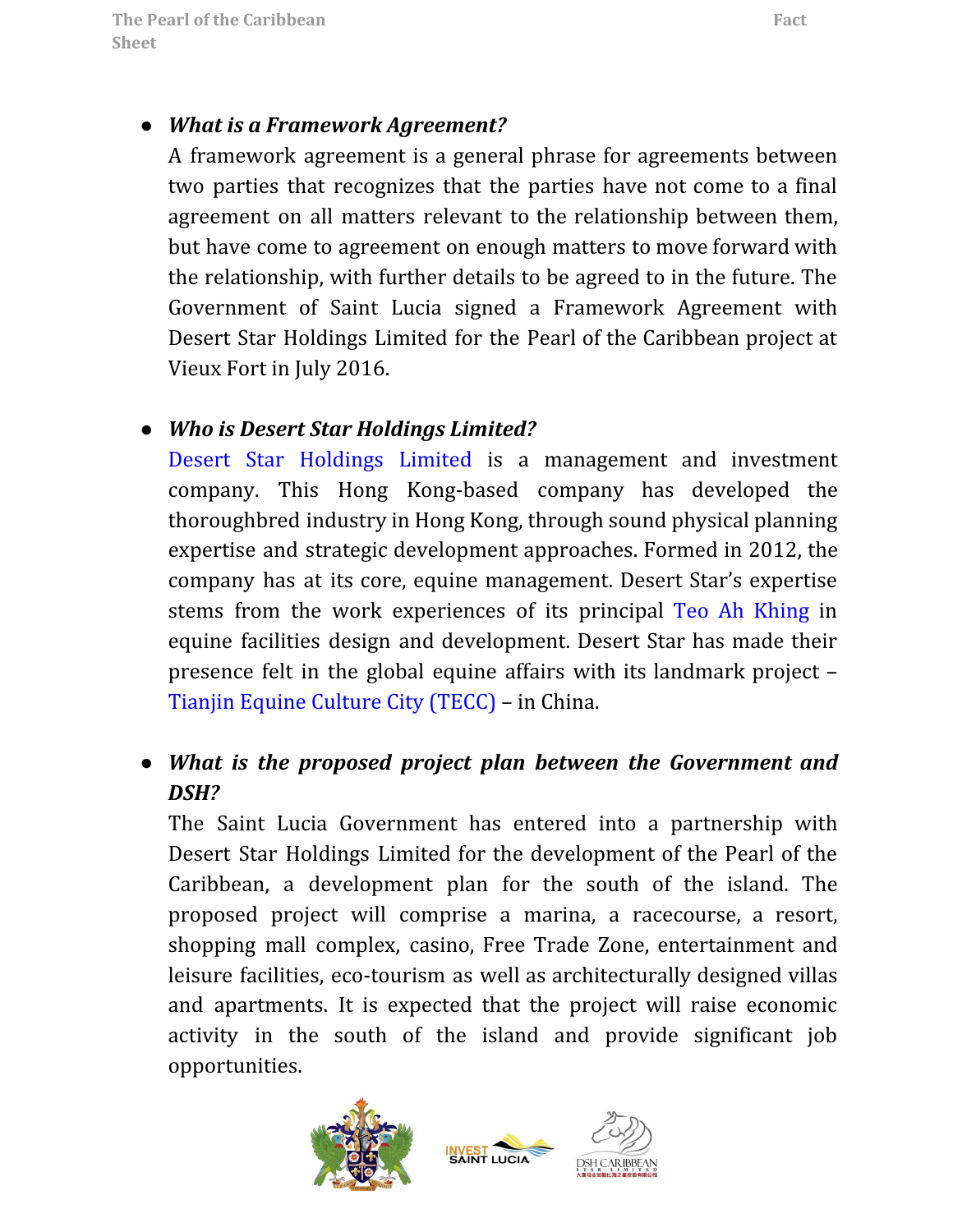- ***What is a Framework Agreement?***

  A framework agreement is a general phrase for agreements between two parties that recognizes that the parties have not come to a final agreement on all matters relevant to the relationship between them, but have come to agreement on enough matters to move forward with the relationship, with further details to be agreed to in the future. The Government of Saint Lucia signed a Framework Agreement with Desert Star Holdings Limited for the Pearl of the Caribbean project at Vieux Fort in July 2016.

- ***Who is Desert Star Holdings Limited?***

  Desert Star Holdings Limited is a management and investment company. This Hong Kong-based company has developed the thoroughbred industry in Hong Kong, through sound physical planning expertise and strategic development approaches. Formed in 2012, the company has at its core, equine management. Desert Star's expertise stems from the work experiences of its principal Teo Ah Khing in equine facilities design and development. Desert Star has made their presence felt in the global equine affairs with its landmark project – Tianjin Equine Culture City (TECC) – in China.

- ***What is the proposed project plan between the Government and DSH?***

  The Saint Lucia Government has entered into a partnership with Desert Star Holdings Limited for the development of the Pearl of the Caribbean, a development plan for the south of the island. The proposed project will comprise a marina, a racecourse, a resort, shopping mall complex, casino, Free Trade Zone, entertainment and leisure facilities, eco-tourism as well as architecturally designed villas and apartments. It is expected that the project will raise economic activity in the south of the island and provide significant job opportunities.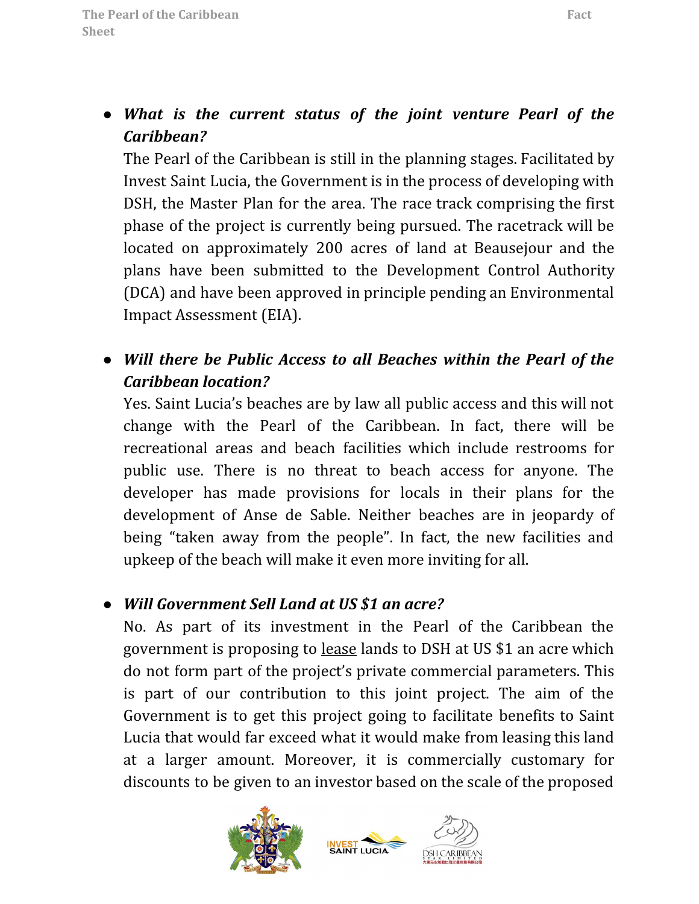- ***What is the current status of the joint venture Pearl of the Caribbean?***

  The Pearl of the Caribbean is still in the planning stages. Facilitated by Invest Saint Lucia, the Government is in the process of developing with DSH, the Master Plan for the area. The race track comprising the first phase of the project is currently being pursued. The racetrack will be located on approximately 200 acres of land at Beausejour and the plans have been submitted to the Development Control Authority (DCA) and have been approved in principle pending an Environmental Impact Assessment (EIA).

- ***Will there be Public Access to all Beaches within the Pearl of the Caribbean location?***

  Yes. Saint Lucia's beaches are by law all public access and this will not change with the Pearl of the Caribbean. In fact, there will be recreational areas and beach facilities which include restrooms for public use. There is no threat to beach access for anyone. The developer has made provisions for locals in their plans for the development of Anse de Sable. Neither beaches are in jeopardy of being "taken away from the people". In fact, the new facilities and upkeep of the beach will make it even more inviting for all.

- ***Will Government Sell Land at US $1 an acre?***

  No. As part of its investment in the Pearl of the Caribbean the government is proposing to lease lands to DSH at US $1 an acre which do not form part of the project's private commercial parameters. This is part of our contribution to this joint project. The aim of the Government is to get this project going to facilitate benefits to Saint Lucia that would far exceed what it would make from leasing this land at a larger amount. Moreover, it is commercially customary for discounts to be given to an investor based on the scale of the proposed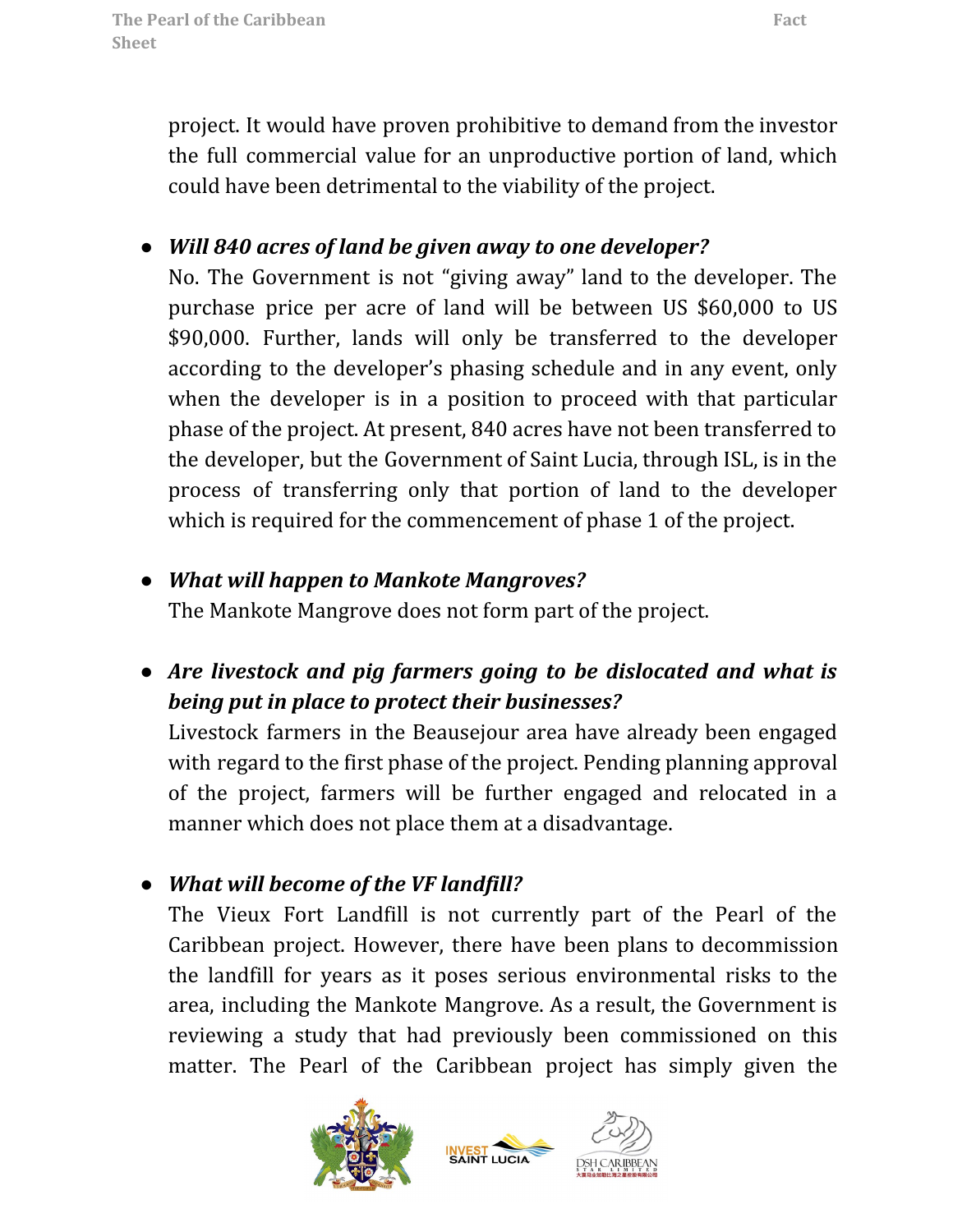project. It would have proven prohibitive to demand from the investor the full commercial value for an unproductive portion of land, which could have been detrimental to the viability of the project.

- ***Will 840 acres of land be given away to one developer?***
  No. The Government is not "giving away" land to the developer. The purchase price per acre of land will be between US $60,000 to US $90,000. Further, lands will only be transferred to the developer according to the developer's phasing schedule and in any event, only when the developer is in a position to proceed with that particular phase of the project. At present, 840 acres have not been transferred to the developer, but the Government of Saint Lucia, through ISL, is in the process of transferring only that portion of land to the developer which is required for the commencement of phase 1 of the project.

- ***What will happen to Mankote Mangroves?***
  The Mankote Mangrove does not form part of the project.

- ***Are livestock and pig farmers going to be dislocated and what is being put in place to protect their businesses?***
  Livestock farmers in the Beausejour area have already been engaged with regard to the first phase of the project. Pending planning approval of the project, farmers will be further engaged and relocated in a manner which does not place them at a disadvantage.

- ***What will become of the VF landfill?***
  The Vieux Fort Landfill is not currently part of the Pearl of the Caribbean project. However, there have been plans to decommission the landfill for years as it poses serious environmental risks to the area, including the Mankote Mangrove. As a result, the Government is reviewing a study that had previously been commissioned on this matter. The Pearl of the Caribbean project has simply given the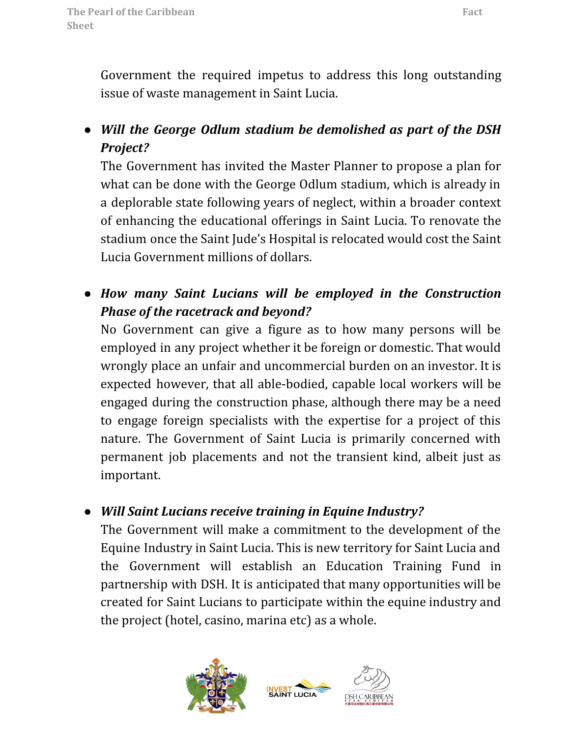Government the required impetus to address this long outstanding issue of waste management in Saint Lucia.

- ***Will the George Odlum stadium be demolished as part of the DSH Project?***
  The Government has invited the Master Planner to propose a plan for what can be done with the George Odlum stadium, which is already in a deplorable state following years of neglect, within a broader context of enhancing the educational offerings in Saint Lucia. To renovate the stadium once the Saint Jude's Hospital is relocated would cost the Saint Lucia Government millions of dollars.

- ***How many Saint Lucians will be employed in the Construction Phase of the racetrack and beyond?***
  No Government can give a figure as to how many persons will be employed in any project whether it be foreign or domestic. That would wrongly place an unfair and uncommercial burden on an investor. It is expected however, that all able-bodied, capable local workers will be engaged during the construction phase, although there may be a need to engage foreign specialists with the expertise for a project of this nature. The Government of Saint Lucia is primarily concerned with permanent job placements and not the transient kind, albeit just as important.

- ***Will Saint Lucians receive training in Equine Industry?***
  The Government will make a commitment to the development of the Equine Industry in Saint Lucia. This is new territory for Saint Lucia and the Government will establish an Education Training Fund in partnership with DSH. It is anticipated that many opportunities will be created for Saint Lucians to participate within the equine industry and the project (hotel, casino, marina etc) as a whole.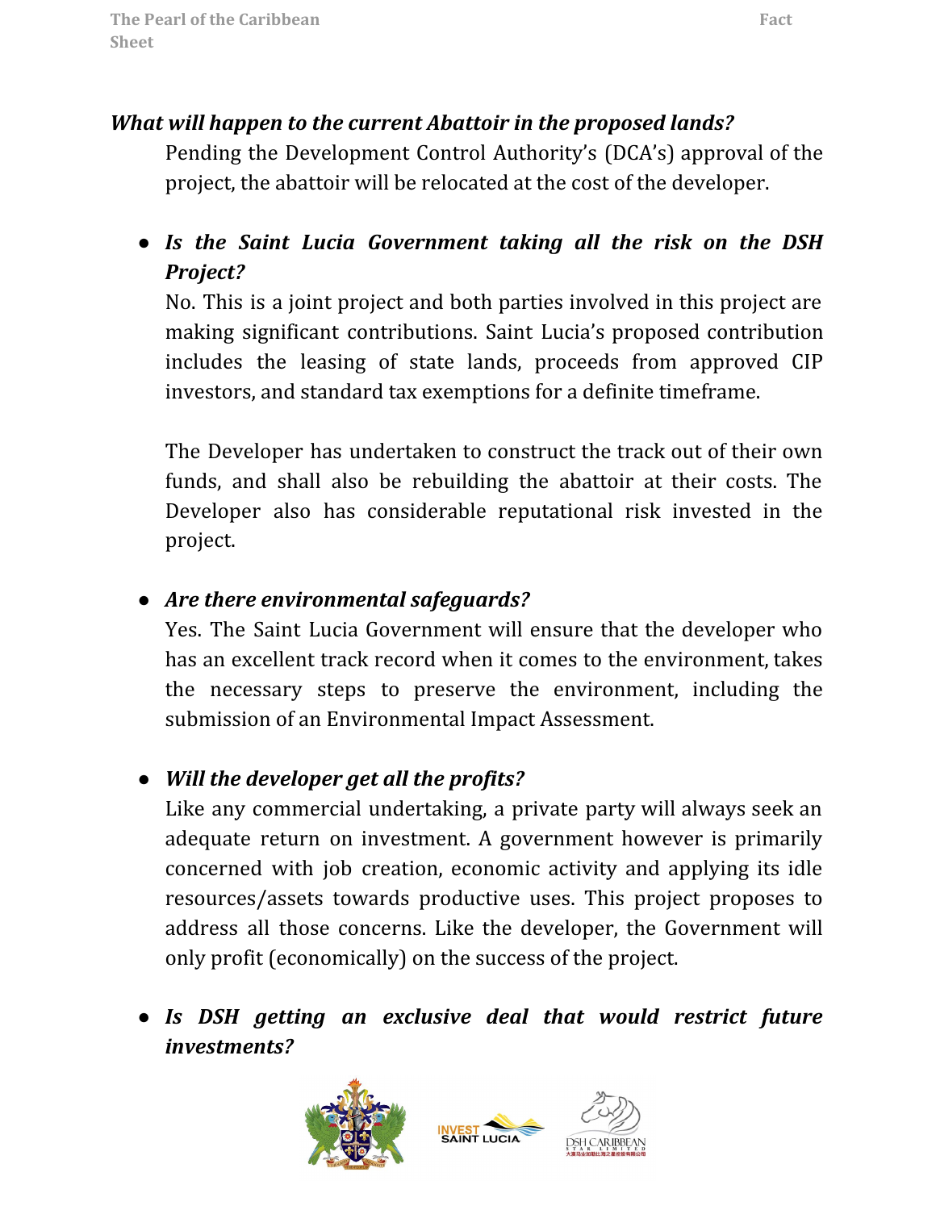***What will happen to the current Abattoir in the proposed lands?***

Pending the Development Control Authority's (DCA's) approval of the project, the abattoir will be relocated at the cost of the developer.

- ***Is the Saint Lucia Government taking all the risk on the DSH Project?***

  No. This is a joint project and both parties involved in this project are making significant contributions. Saint Lucia's proposed contribution includes the leasing of state lands, proceeds from approved CIP investors, and standard tax exemptions for a definite timeframe.

  The Developer has undertaken to construct the track out of their own funds, and shall also be rebuilding the abattoir at their costs. The Developer also has considerable reputational risk invested in the project.

- ***Are there environmental safeguards?***

  Yes. The Saint Lucia Government will ensure that the developer who has an excellent track record when it comes to the environment, takes the necessary steps to preserve the environment, including the submission of an Environmental Impact Assessment.

- ***Will the developer get all the profits?***

  Like any commercial undertaking, a private party will always seek an adequate return on investment. A government however is primarily concerned with job creation, economic activity and applying its idle resources/assets towards productive uses. This project proposes to address all those concerns. Like the developer, the Government will only profit (economically) on the success of the project.

- ***Is DSH getting an exclusive deal that would restrict future investments?***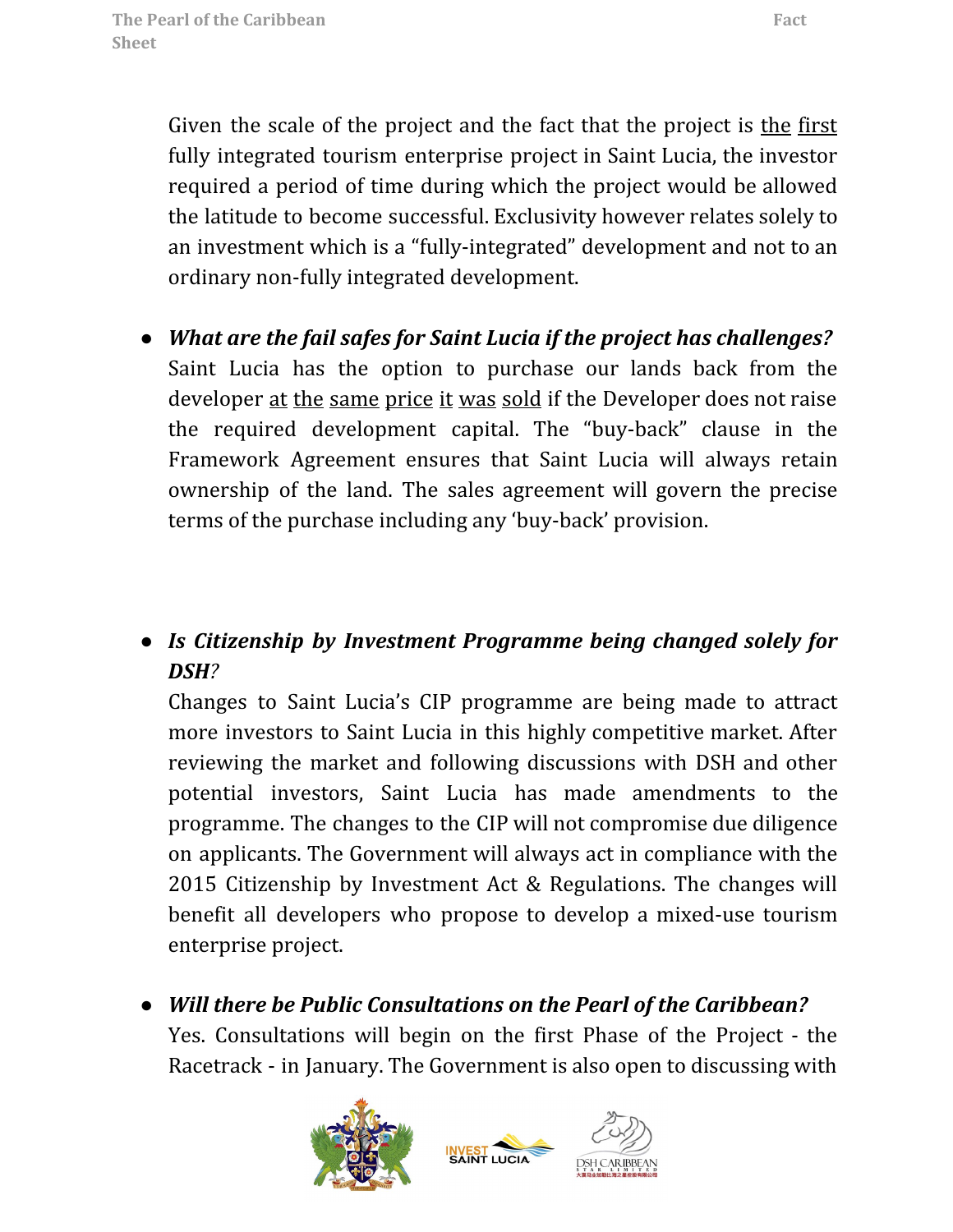Given the scale of the project and the fact that the project is the first fully integrated tourism enterprise project in Saint Lucia, the investor required a period of time during which the project would be allowed the latitude to become successful. Exclusivity however relates solely to an investment which is a "fully-integrated" development and not to an ordinary non-fully integrated development.

- ***What are the fail safes for Saint Lucia if the project has challenges?***
  Saint Lucia has the option to purchase our lands back from the developer at the same price it was sold if the Developer does not raise the required development capital. The "buy-back" clause in the Framework Agreement ensures that Saint Lucia will always retain ownership of the land. The sales agreement will govern the precise terms of the purchase including any 'buy-back' provision.

- ***Is Citizenship by Investment Programme being changed solely for DSH?***
  Changes to Saint Lucia's CIP programme are being made to attract more investors to Saint Lucia in this highly competitive market. After reviewing the market and following discussions with DSH and other potential investors, Saint Lucia has made amendments to the programme. The changes to the CIP will not compromise due diligence on applicants. The Government will always act in compliance with the 2015 Citizenship by Investment Act & Regulations. The changes will benefit all developers who propose to develop a mixed-use tourism enterprise project.

- ***Will there be Public Consultations on the Pearl of the Caribbean?***
  Yes. Consultations will begin on the first Phase of the Project - the Racetrack - in January. The Government is also open to discussing with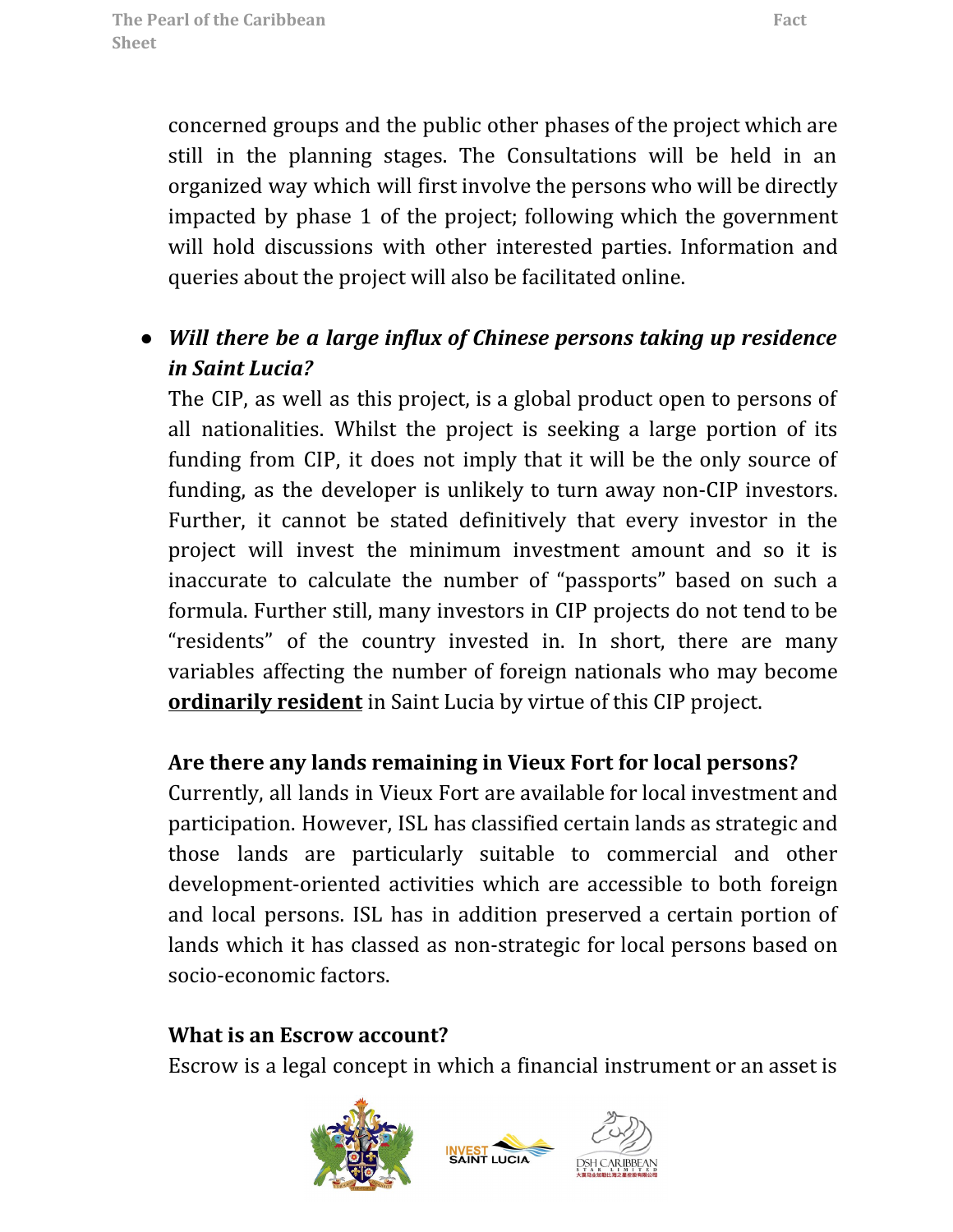concerned groups and the public other phases of the project which are still in the planning stages. The Consultations will be held in an organized way which will first involve the persons who will be directly impacted by phase 1 of the project; following which the government will hold discussions with other interested parties. Information and queries about the project will also be facilitated online.

- ***Will there be a large influx of Chinese persons taking up residence in Saint Lucia?***
  The CIP, as well as this project, is a global product open to persons of all nationalities. Whilst the project is seeking a large portion of its funding from CIP, it does not imply that it will be the only source of funding, as the developer is unlikely to turn away non-CIP investors. Further, it cannot be stated definitively that every investor in the project will invest the minimum investment amount and so it is inaccurate to calculate the number of "passports" based on such a formula. Further still, many investors in CIP projects do not tend to be "residents" of the country invested in. In short, there are many variables affecting the number of foreign nationals who may become **ordinarily resident** in Saint Lucia by virtue of this CIP project.

**Are there any lands remaining in Vieux Fort for local persons?**
Currently, all lands in Vieux Fort are available for local investment and participation. However, ISL has classified certain lands as strategic and those lands are particularly suitable to commercial and other development-oriented activities which are accessible to both foreign and local persons. ISL has in addition preserved a certain portion of lands which it has classed as non-strategic for local persons based on socio-economic factors.

**What is an Escrow account?**
Escrow is a legal concept in which a financial instrument or an asset is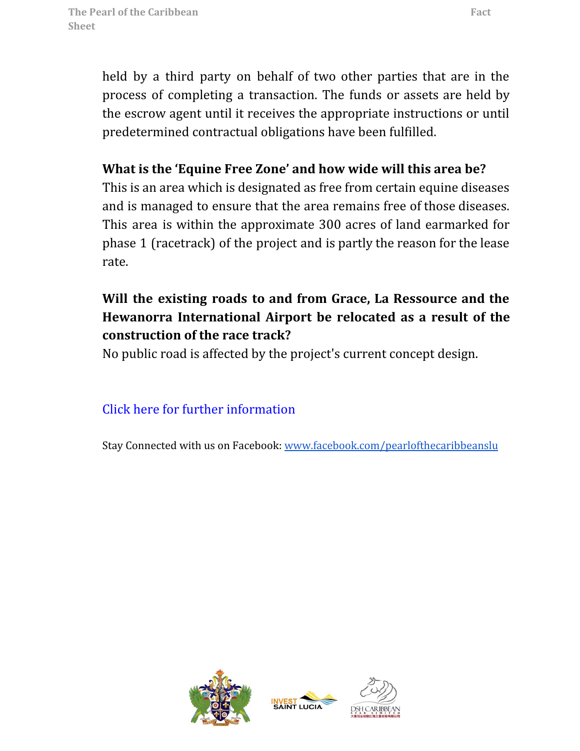held by a third party on behalf of two other parties that are in the process of completing a transaction. The funds or assets are held by the escrow agent until it receives the appropriate instructions or until predetermined contractual obligations have been fulfilled.

**What is the 'Equine Free Zone' and how wide will this area be?**

This is an area which is designated as free from certain equine diseases and is managed to ensure that the area remains free of those diseases. This area is within the approximate 300 acres of land earmarked for phase 1 (racetrack) of the project and is partly the reason for the lease rate.

**Will the existing roads to and from Grace, La Ressource and the Hewanorra International Airport be relocated as a result of the construction of the race track?**

No public road is affected by the project's current concept design.

Click here for further information

Stay Connected with us on Facebook: www.facebook.com/pearlofthecaribbeanslu